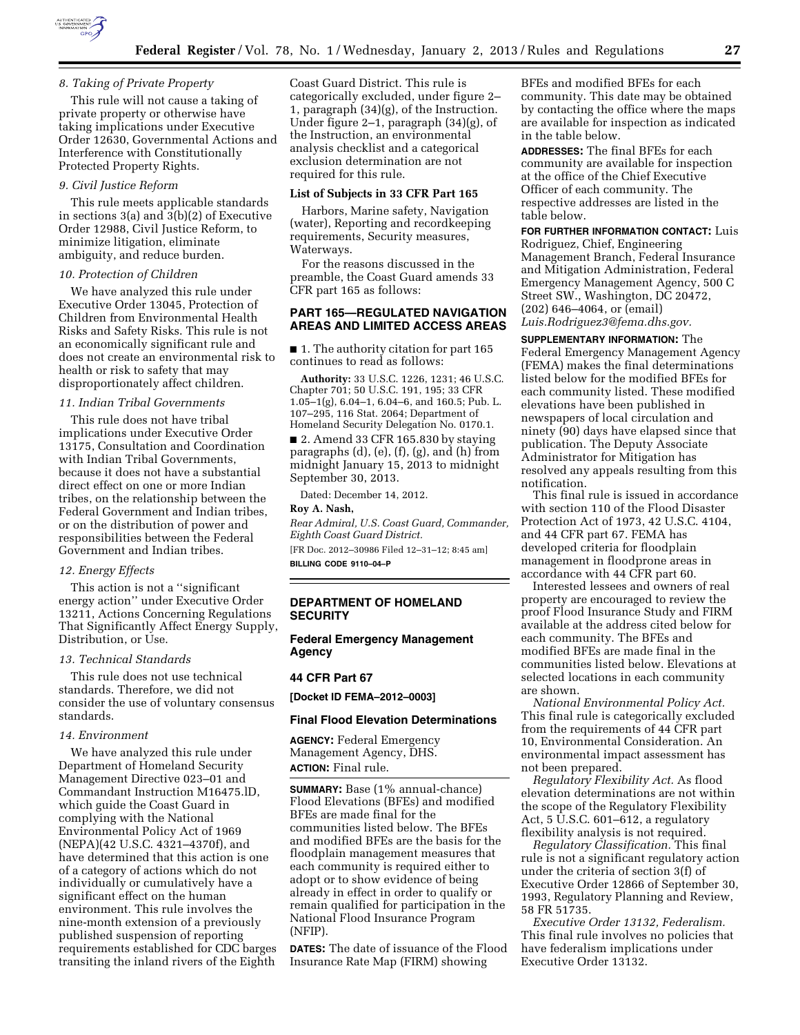### 8. Taking of Private Property

This rule will not cause a taking of private property or otherwise have taking implications under Executive Order 12630, Governmental Actions and Interference with Constitutionally Protected Property Rights.

### 9. Civil Justice Reform

This rule meets applicable standards in sections 3(a) and 3(b)(2) of Executive Order 12988, Civil Justice Reform, to minimize litigation, eliminate ambiguity, and reduce burden.

### 10. Protection of Children

We have analyzed this rule under Executive Order 13045, Protection of Children from Environmental Health Risks and Safety Risks. This rule is not an economically significant rule and does not create an environmental risk to health or risk to safety that may disproportionately affect children.

### 11. Indian Tribal Governments

This rule does not have tribal implications under Executive Order 13175, Consultation and Coordination with Indian Tribal Governments, because it does not have a substantial direct effect on one or more Indian tribes, on the relationship between the Federal Government and Indian tribes, or on the distribution of power and responsibilities between the Federal Government and Indian tribes.

### 12. Energy Effects

This action is not a ''significant energy action'' under Executive Order 13211, Actions Concerning Regulations That Significantly Affect Energy Supply, Distribution, or Use.

### 13. Technical Standards

This rule does not use technical standards. Therefore, we did not consider the use of voluntary consensus standards.

### 14. Environment

We have analyzed this rule under Department of Homeland Security Management Directive 023–01 and Commandant Instruction M16475.lD, which guide the Coast Guard in complying with the National Environmental Policy Act of 1969 (NEPA)(42 U.S.C. 4321–4370f), and have determined that this action is one of a category of actions which do not individually or cumulatively have a significant effect on the human environment. This rule involves the nine-month extension of a previously published suspension of reporting requirements established for CDC barges transiting the inland rivers of the Eighth Coast Guard District. This rule is categorically excluded, under figure 2–1, paragraph (34)(g), of the Instruction. Under figure 2–1, paragraph (34)(g), of the Instruction, an environmental analysis checklist and a categorical exclusion determination are not required for this rule.

**List of Subjects in 33 CFR Part 165**

Harbors, Marine safety, Navigation (water), Reporting and recordkeeping requirements, Security measures, Waterways.

For the reasons discussed in the preamble, the Coast Guard amends 33 CFR part 165 as follows:

## PART 165—REGULATED NAVIGATION AREAS AND LIMITED ACCESS AREAS

■ 1. The authority citation for part 165 continues to read as follows:

**Authority:** 33 U.S.C. 1226, 1231; 46 U.S.C. Chapter 701; 50 U.S.C. 191, 195; 33 CFR 1.05–1(g), 6.04–1, 6.04–6, and 160.5; Pub. L. 107–295, 116 Stat. 2064; Department of Homeland Security Delegation No. 0170.1.

■ 2. Amend 33 CFR 165.830 by staying paragraphs (d), (e), (f), (g), and (h) from midnight January 15, 2013 to midnight September 30, 2013.

Dated: December 14, 2012.

**Roy A. Nash,**

*Rear Admiral, U.S. Coast Guard, Commander, Eighth Coast Guard District.*

[FR Doc. 2012–30986 Filed 12–31–12; 8:45 am]

**BILLING CODE 9110–04–P**

## DEPARTMENT OF HOMELAND SECURITY

### Federal Emergency Management Agency

### 44 CFR Part 67

**[Docket ID FEMA–2012–0003]**

### Final Flood Elevation Determinations

**AGENCY:** Federal Emergency Management Agency, DHS.

**ACTION:** Final rule.

**SUMMARY:** Base (1% annual-chance) Flood Elevations (BFEs) and modified BFEs are made final for the communities listed below. The BFEs and modified BFEs are the basis for the floodplain management measures that each community is required either to adopt or to show evidence of being already in effect in order to qualify or remain qualified for participation in the National Flood Insurance Program (NFIP).

**DATES:** The date of issuance of the Flood Insurance Rate Map (FIRM) showing BFEs and modified BFEs for each community. This date may be obtained by contacting the office where the maps are available for inspection as indicated in the table below.

**ADDRESSES:** The final BFEs for each community are available for inspection at the office of the Chief Executive Officer of each community. The respective addresses are listed in the table below.

**FOR FURTHER INFORMATION CONTACT:** Luis Rodriguez, Chief, Engineering Management Branch, Federal Insurance and Mitigation Administration, Federal Emergency Management Agency, 500 C Street SW., Washington, DC 20472, (202) 646–4064, or (email) *Luis.Rodriguez3@fema.dhs.gov*.

**SUPPLEMENTARY INFORMATION:** The Federal Emergency Management Agency (FEMA) makes the final determinations listed below for the modified BFEs for each community listed. These modified elevations have been published in newspapers of local circulation and ninety (90) days have elapsed since that publication. The Deputy Associate Administrator for Mitigation has resolved any appeals resulting from this notification.

This final rule is issued in accordance with section 110 of the Flood Disaster Protection Act of 1973, 42 U.S.C. 4104, and 44 CFR part 67. FEMA has developed criteria for floodplain management in floodprone areas in accordance with 44 CFR part 60.

Interested lessees and owners of real property are encouraged to review the proof Flood Insurance Study and FIRM available at the address cited below for each community. The BFEs and modified BFEs are made final in the communities listed below. Elevations at selected locations in each community are shown.

*National Environmental Policy Act.* This final rule is categorically excluded from the requirements of 44 CFR part 10, Environmental Consideration. An environmental impact assessment has not been prepared.

*Regulatory Flexibility Act.* As flood elevation determinations are not within the scope of the Regulatory Flexibility Act, 5 U.S.C. 601–612, a regulatory flexibility analysis is not required.

*Regulatory Classification.* This final rule is not a significant regulatory action under the criteria of section 3(f) of Executive Order 12866 of September 30, 1993, Regulatory Planning and Review, 58 FR 51735.

*Executive Order 13132, Federalism.* This final rule involves no policies that have federalism implications under Executive Order 13132.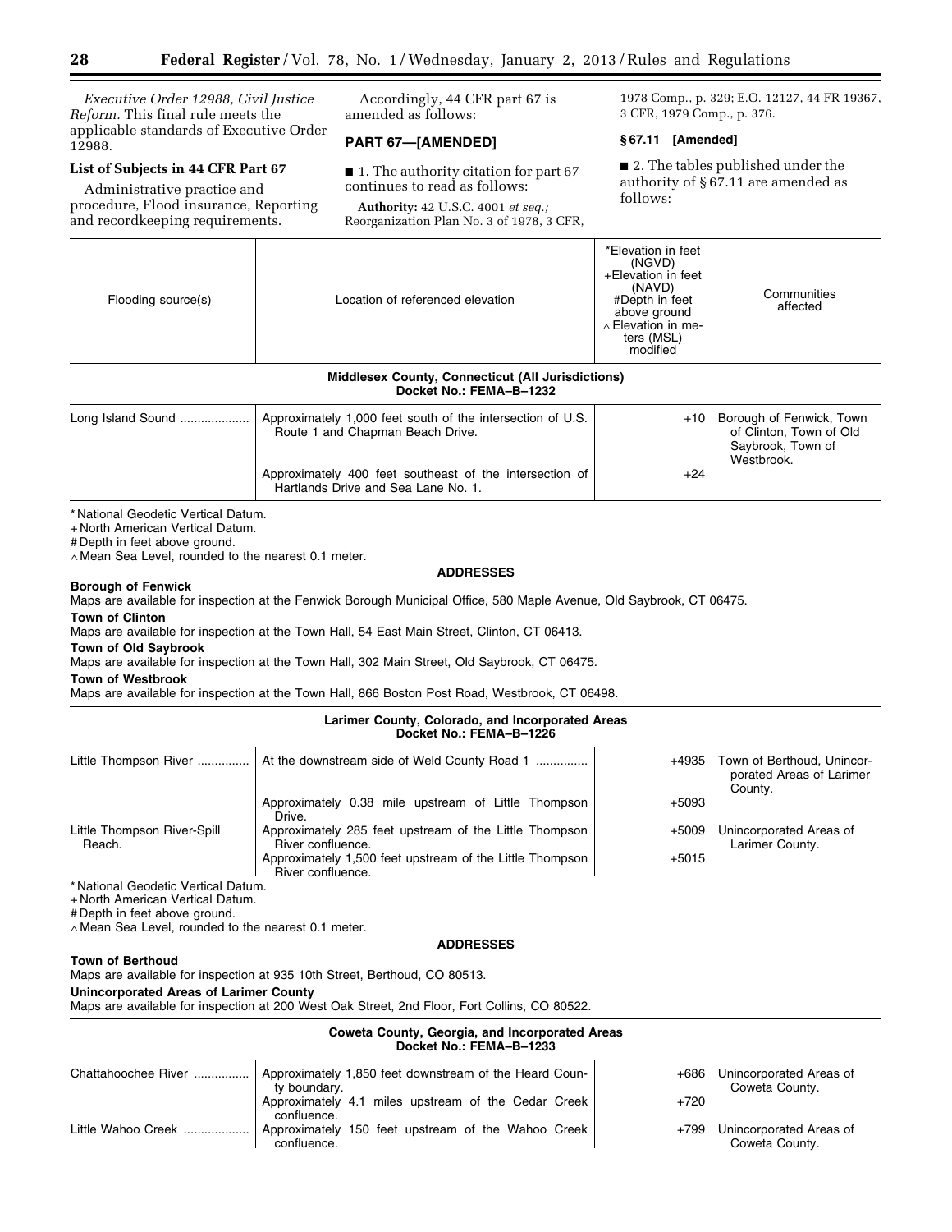*Executive Order 12988, Civil Justice Reform.* This final rule meets the applicable standards of Executive Order 12988.

### List of Subjects in 44 CFR Part 67

Administrative practice and procedure, Flood insurance, Reporting and recordkeeping requirements.

Accordingly, 44 CFR part 67 is amended as follows:

## PART 67—[AMENDED]

■ 1. The authority citation for part 67 continues to read as follows:

**Authority:** 42 U.S.C. 4001 *et seq.;* Reorganization Plan No. 3 of 1978, 3 CFR, 1978 Comp., p. 329; E.O. 12127, 44 FR 19367, 3 CFR, 1979 Comp., p. 376.

### § 67.11 [Amended]

■ 2. The tables published under the authority of § 67.11 are amended as follows:

| Flooding source(s) | Location of referenced elevation | *Elevation in feet (NGVD) +Elevation in feet (NAVD) #Depth in feet above ground ∧ Elevation in meters (MSL) modified | Communities affected |
|---|---|---|---|
| **Middlesex County, Connecticut (All Jurisdictions) Docket No.: FEMA–B–1232** | | | |
| Long Island Sound | Approximately 1,000 feet south of the intersection of U.S. Route 1 and Chapman Beach Drive. | +10 | Borough of Fenwick, Town of Clinton, Town of Old Saybrook, Town of Westbrook. |
| | Approximately 400 feet southeast of the intersection of Hartlands Drive and Sea Lane No. 1. | +24 | |

\* National Geodetic Vertical Datum.
\+ North American Vertical Datum.
\# Depth in feet above ground.
∧ Mean Sea Level, rounded to the nearest 0.1 meter.

**ADDRESSES**

**Borough of Fenwick**
Maps are available for inspection at the Fenwick Borough Municipal Office, 580 Maple Avenue, Old Saybrook, CT 06475.

**Town of Clinton**
Maps are available for inspection at the Town Hall, 54 East Main Street, Clinton, CT 06413.

**Town of Old Saybrook**
Maps are available for inspection at the Town Hall, 302 Main Street, Old Saybrook, CT 06475.

**Town of Westbrook**
Maps are available for inspection at the Town Hall, 866 Boston Post Road, Westbrook, CT 06498.

| Flooding source(s) | Location of referenced elevation | Elevation | Communities affected |
|---|---|---|---|
| **Larimer County, Colorado, and Incorporated Areas Docket No.: FEMA–B–1226** | | | |
| Little Thompson River | At the downstream side of Weld County Road 1 | +4935 | Town of Berthoud, Unincorporated Areas of Larimer County. |
| | Approximately 0.38 mile upstream of Little Thompson Drive. | +5093 | |
| Little Thompson River-Spill Reach. | Approximately 285 feet upstream of the Little Thompson River confluence. | +5009 | Unincorporated Areas of Larimer County. |
| | Approximately 1,500 feet upstream of the Little Thompson River confluence. | +5015 | |

\* National Geodetic Vertical Datum.
\+ North American Vertical Datum.
\# Depth in feet above ground.
∧ Mean Sea Level, rounded to the nearest 0.1 meter.

**ADDRESSES**

**Town of Berthoud**
Maps are available for inspection at 935 10th Street, Berthoud, CO 80513.

**Unincorporated Areas of Larimer County**
Maps are available for inspection at 200 West Oak Street, 2nd Floor, Fort Collins, CO 80522.

| Flooding source(s) | Location of referenced elevation | Elevation | Communities affected |
|---|---|---|---|
| **Coweta County, Georgia, and Incorporated Areas Docket No.: FEMA–B–1233** | | | |
| Chattahoochee River | Approximately 1,850 feet downstream of the Heard County boundary. | +686 | Unincorporated Areas of Coweta County. |
| | Approximately 4.1 miles upstream of the Cedar Creek confluence. | +720 | |
| Little Wahoo Creek | Approximately 150 feet upstream of the Wahoo Creek confluence. | +799 | Unincorporated Areas of Coweta County. |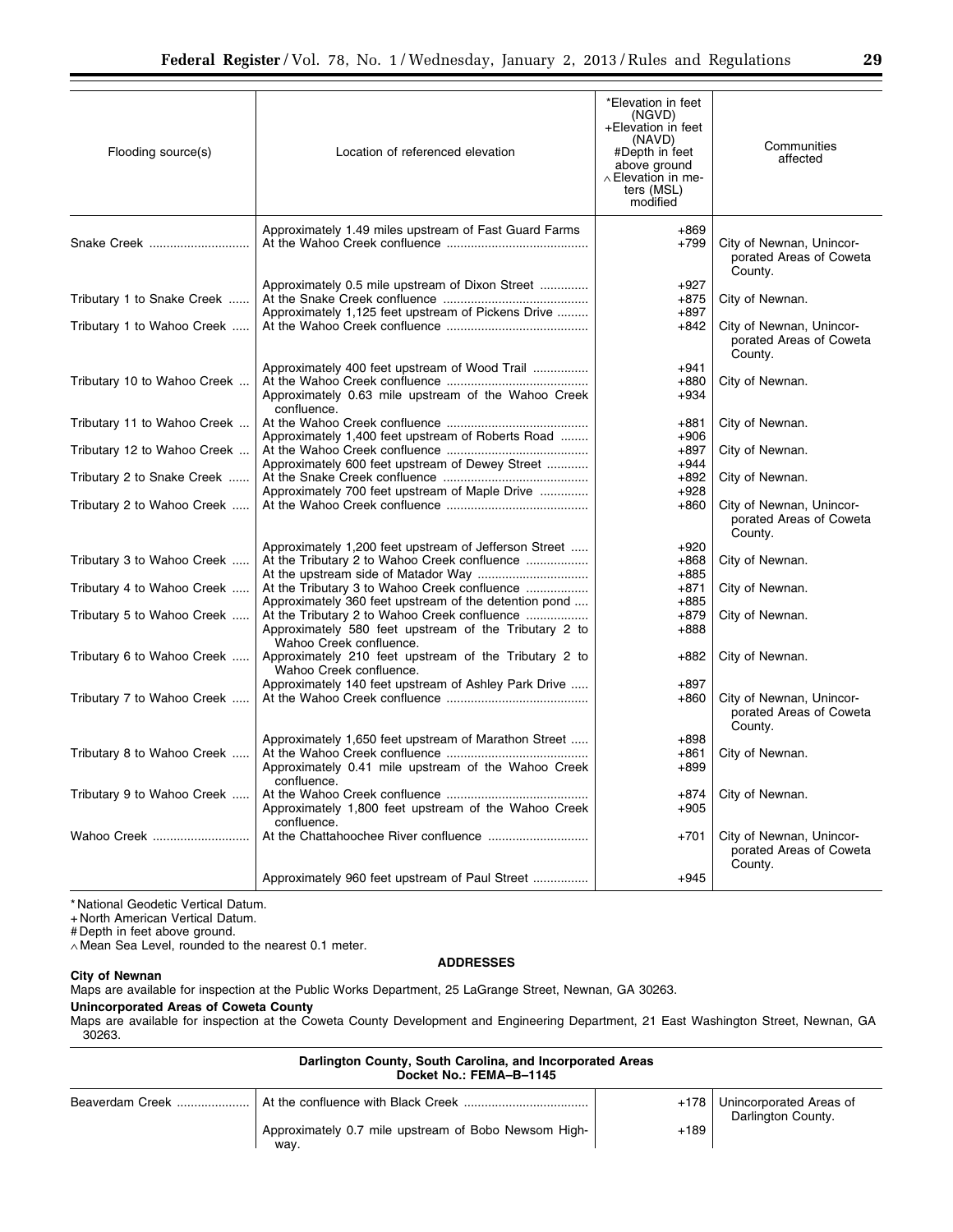| Flooding source(s) | Location of referenced elevation | *Elevation in feet (NGVD) +Elevation in feet (NAVD) #Depth in feet above ground ∧Elevation in meters (MSL) modified | Communities affected |
|---|---|---|---|
| | Approximately 1.49 miles upstream of Fast Guard Farms | +869 | |
| Snake Creek | At the Wahoo Creek confluence | +799 | City of Newnan, Unincorporated Areas of Coweta County. |
| | Approximately 0.5 mile upstream of Dixon Street | +927 | |
| Tributary 1 to Snake Creek | At the Snake Creek confluence | +875 | City of Newnan. |
| | Approximately 1,125 feet upstream of Pickens Drive | +897 | |
| Tributary 1 to Wahoo Creek | At the Wahoo Creek confluence | +842 | City of Newnan, Unincorporated Areas of Coweta County. |
| | Approximately 400 feet upstream of Wood Trail | +941 | |
| Tributary 10 to Wahoo Creek | At the Wahoo Creek confluence | +880 | City of Newnan. |
| | Approximately 0.63 mile upstream of the Wahoo Creek confluence. | +934 | |
| Tributary 11 to Wahoo Creek | At the Wahoo Creek confluence | +881 | City of Newnan. |
| | Approximately 1,400 feet upstream of Roberts Road | +906 | |
| Tributary 12 to Wahoo Creek | At the Wahoo Creek confluence | +897 | City of Newnan. |
| | Approximately 600 feet upstream of Dewey Street | +944 | |
| Tributary 2 to Snake Creek | At the Snake Creek confluence | +892 | City of Newnan. |
| | Approximately 700 feet upstream of Maple Drive | +928 | |
| Tributary 2 to Wahoo Creek | At the Wahoo Creek confluence | +860 | City of Newnan, Unincorporated Areas of Coweta County. |
| | Approximately 1,200 feet upstream of Jefferson Street | +920 | |
| Tributary 3 to Wahoo Creek | At the Tributary 2 to Wahoo Creek confluence | +868 | City of Newnan. |
| | At the upstream side of Matador Way | +885 | |
| Tributary 4 to Wahoo Creek | At the Tributary 3 to Wahoo Creek confluence | +871 | City of Newnan. |
| | Approximately 360 feet upstream of the detention pond | +885 | |
| Tributary 5 to Wahoo Creek | At the Tributary 2 to Wahoo Creek confluence | +879 | City of Newnan. |
| | Approximately 580 feet upstream of the Tributary 2 to Wahoo Creek confluence. | +888 | |
| Tributary 6 to Wahoo Creek | Approximately 210 feet upstream of the Tributary 2 to Wahoo Creek confluence. | +882 | City of Newnan. |
| | Approximately 140 feet upstream of Ashley Park Drive | +897 | |
| Tributary 7 to Wahoo Creek | At the Wahoo Creek confluence | +860 | City of Newnan, Unincorporated Areas of Coweta County. |
| | Approximately 1,650 feet upstream of Marathon Street | +898 | |
| Tributary 8 to Wahoo Creek | At the Wahoo Creek confluence | +861 | City of Newnan. |
| | Approximately 0.41 mile upstream of the Wahoo Creek confluence. | +899 | |
| Tributary 9 to Wahoo Creek | At the Wahoo Creek confluence | +874 | City of Newnan. |
| | Approximately 1,800 feet upstream of the Wahoo Creek confluence. | +905 | |
| Wahoo Creek | At the Chattahoochee River confluence | +701 | City of Newnan, Unincorporated Areas of Coweta County. |
| | Approximately 960 feet upstream of Paul Street | +945 | |

* National Geodetic Vertical Datum.
+ North American Vertical Datum.
# Depth in feet above ground.
∧ Mean Sea Level, rounded to the nearest 0.1 meter.

**ADDRESSES**

**City of Newnan**

Maps are available for inspection at the Public Works Department, 25 LaGrange Street, Newnan, GA 30263.

**Unincorporated Areas of Coweta County**

Maps are available for inspection at the Coweta County Development and Engineering Department, 21 East Washington Street, Newnan, GA 30263.

**Darlington County, South Carolina, and Incorporated Areas**
**Docket No.: FEMA–B–1145**

| | | | |
|---|---|---|---|
| Beaverdam Creek | At the confluence with Black Creek | +178 | Unincorporated Areas of Darlington County. |
| | Approximately 0.7 mile upstream of Bobo Newsom Highway. | +189 | |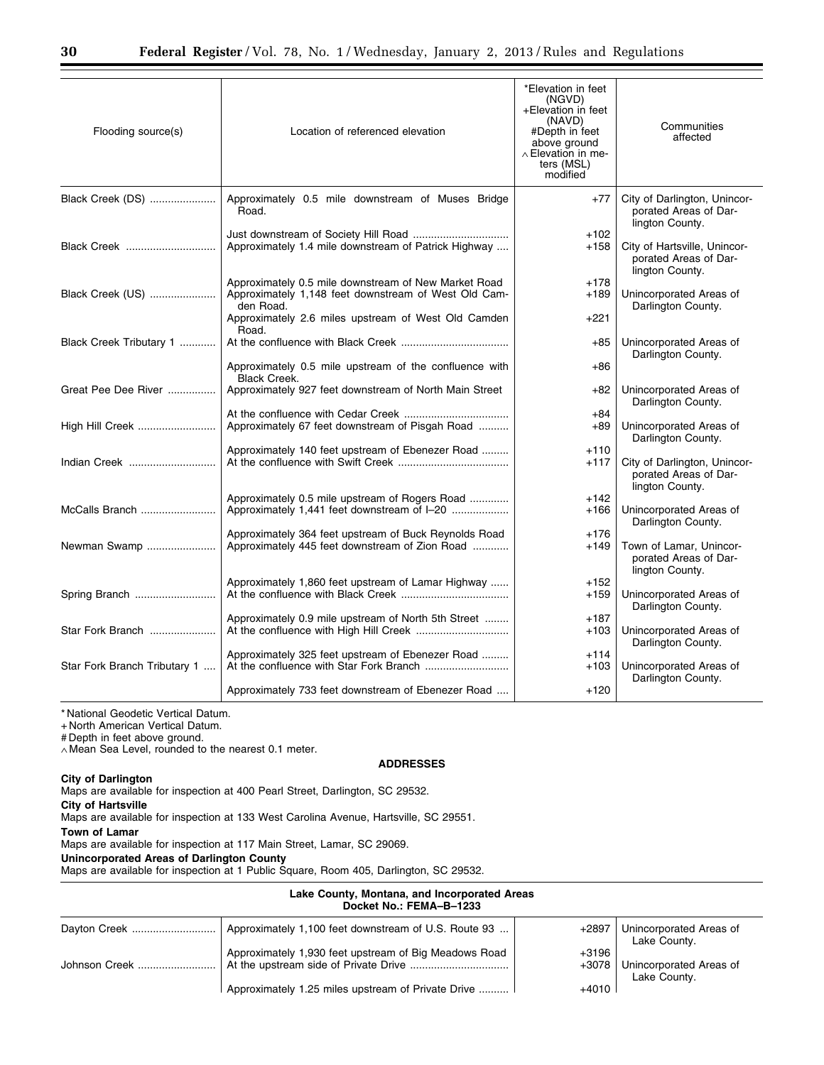| Flooding source(s) | Location of referenced elevation | *Elevation in feet (NGVD) +Elevation in feet (NAVD) #Depth in feet above ground ∧Elevation in meters (MSL) modified | Communities affected |
|---|---|---|---|
| Black Creek (DS) | Approximately 0.5 mile downstream of Muses Bridge Road. | +77 | City of Darlington, Unincorporated Areas of Darlington County. |
| | Just downstream of Society Hill Road | +102 | |
| Black Creek | Approximately 1.4 mile downstream of Patrick Highway | +158 | City of Hartsville, Unincorporated Areas of Darlington County. |
| | Approximately 0.5 mile downstream of New Market Road | +178 | |
| Black Creek (US) | Approximately 1,148 feet downstream of West Old Camden Road. | +189 | Unincorporated Areas of Darlington County. |
| | Approximately 2.6 miles upstream of West Old Camden Road. | +221 | |
| Black Creek Tributary 1 | At the confluence with Black Creek | +85 | Unincorporated Areas of Darlington County. |
| | Approximately 0.5 mile upstream of the confluence with Black Creek. | +86 | |
| Great Pee Dee River | Approximately 927 feet downstream of North Main Street | +82 | Unincorporated Areas of Darlington County. |
| | At the confluence with Cedar Creek | +84 | |
| High Hill Creek | Approximately 67 feet downstream of Pisgah Road | +89 | Unincorporated Areas of Darlington County. |
| | Approximately 140 feet upstream of Ebenezer Road | +110 | |
| Indian Creek | At the confluence with Swift Creek | +117 | City of Darlington, Unincorporated Areas of Darlington County. |
| | Approximately 0.5 mile upstream of Rogers Road | +142 | |
| McCalls Branch | Approximately 1,441 feet downstream of I–20 | +166 | Unincorporated Areas of Darlington County. |
| | Approximately 364 feet upstream of Buck Reynolds Road | +176 | |
| Newman Swamp | Approximately 445 feet downstream of Zion Road | +149 | Town of Lamar, Unincorporated Areas of Darlington County. |
| | Approximately 1,860 feet upstream of Lamar Highway | +152 | |
| Spring Branch | At the confluence with Black Creek | +159 | Unincorporated Areas of Darlington County. |
| | Approximately 0.9 mile upstream of North 5th Street | +187 | |
| Star Fork Branch | At the confluence with High Hill Creek | +103 | Unincorporated Areas of Darlington County. |
| | Approximately 325 feet upstream of Ebenezer Road | +114 | |
| Star Fork Branch Tributary 1 | At the confluence with Star Fork Branch | +103 | Unincorporated Areas of Darlington County. |
| | Approximately 733 feet downstream of Ebenezer Road | +120 | |

* National Geodetic Vertical Datum.
+ North American Vertical Datum.
# Depth in feet above ground.
∧ Mean Sea Level, rounded to the nearest 0.1 meter.

**ADDRESSES**

**City of Darlington**
Maps are available for inspection at 400 Pearl Street, Darlington, SC 29532.

**City of Hartsville**
Maps are available for inspection at 133 West Carolina Avenue, Hartsville, SC 29551.

**Town of Lamar**
Maps are available for inspection at 117 Main Street, Lamar, SC 29069.

**Unincorporated Areas of Darlington County**
Maps are available for inspection at 1 Public Square, Room 405, Darlington, SC 29532.

**Lake County, Montana, and Incorporated Areas**
**Docket No.: FEMA–B–1233**

| Flooding source(s) | Location of referenced elevation | Elevation | Communities affected |
|---|---|---|---|
| Dayton Creek | Approximately 1,100 feet downstream of U.S. Route 93 | +2897 | Unincorporated Areas of Lake County. |
| | Approximately 1,930 feet upstream of Big Meadows Road | +3196 | |
| Johnson Creek | At the upstream side of Private Drive | +3078 | Unincorporated Areas of Lake County. |
| | Approximately 1.25 miles upstream of Private Drive | +4010 | |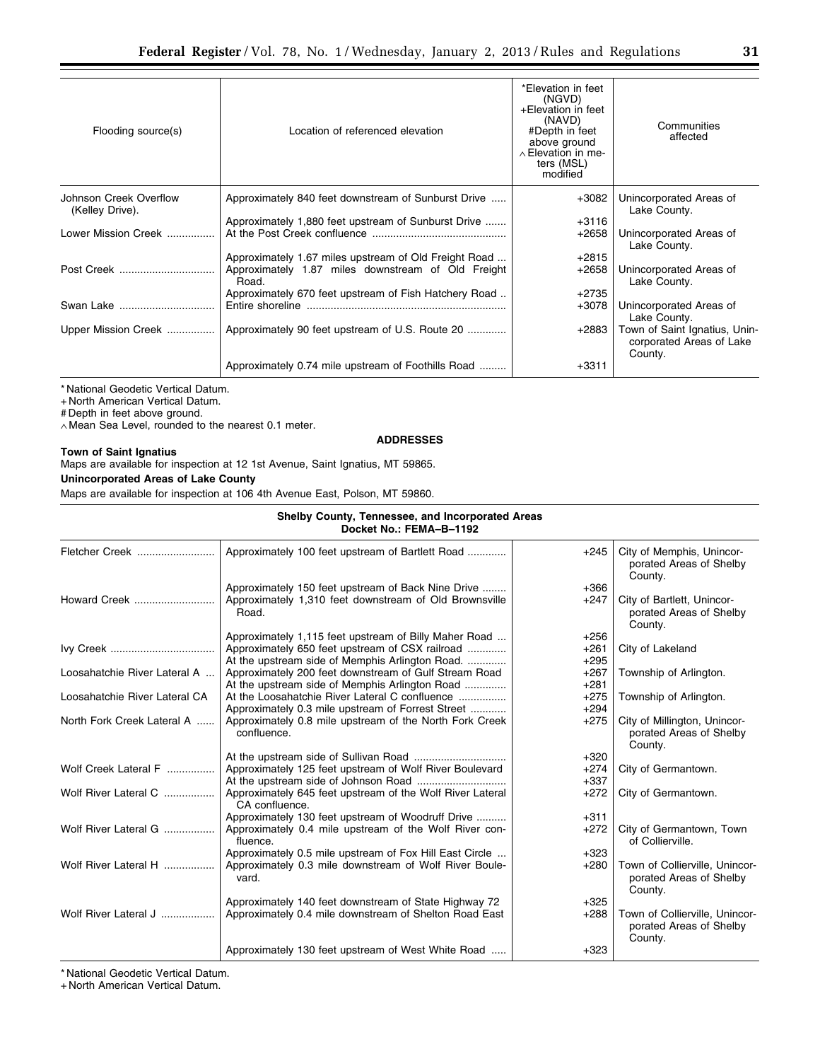| Flooding source(s) | Location of referenced elevation | *Elevation in feet (NGVD) +Elevation in feet (NAVD) #Depth in feet above ground ∧Elevation in meters (MSL) modified | Communities affected |
|---|---|---|---|
| Johnson Creek Overflow (Kelley Drive). | Approximately 840 feet downstream of Sunburst Drive | +3082 | Unincorporated Areas of Lake County. |
| | Approximately 1,880 feet upstream of Sunburst Drive | +3116 | |
| Lower Mission Creek | At the Post Creek confluence | +2658 | Unincorporated Areas of Lake County. |
| | Approximately 1.67 miles upstream of Old Freight Road | +2815 | |
| Post Creek | Approximately 1.87 miles downstream of Old Freight Road. | +2658 | Unincorporated Areas of Lake County. |
| | Approximately 670 feet upstream of Fish Hatchery Road | +2735 | |
| Swan Lake | Entire shoreline | +3078 | Unincorporated Areas of Lake County. |
| Upper Mission Creek | Approximately 90 feet upstream of U.S. Route 20 | +2883 | Town of Saint Ignatius, Unincorporated Areas of Lake County. |
| | Approximately 0.74 mile upstream of Foothills Road | +3311 | |

* National Geodetic Vertical Datum.
+ North American Vertical Datum.
# Depth in feet above ground.
∧ Mean Sea Level, rounded to the nearest 0.1 meter.

**ADDRESSES**

**Town of Saint Ignatius**

Maps are available for inspection at 12 1st Avenue, Saint Ignatius, MT 59865.

**Unincorporated Areas of Lake County**

Maps are available for inspection at 106 4th Avenue East, Polson, MT 59860.

**Shelby County, Tennessee, and Incorporated Areas**
**Docket No.: FEMA–B–1192**

| Flooding source(s) | Location of referenced elevation | Elevation | Communities affected |
|---|---|---|---|
| Fletcher Creek | Approximately 100 feet upstream of Bartlett Road | +245 | City of Memphis, Unincorporated Areas of Shelby County. |
| | Approximately 150 feet upstream of Back Nine Drive | +366 | |
| Howard Creek | Approximately 1,310 feet downstream of Old Brownsville Road. | +247 | City of Bartlett, Unincorporated Areas of Shelby County. |
| | Approximately 1,115 feet upstream of Billy Maher Road | +256 | |
| Ivy Creek | Approximately 650 feet upstream of CSX railroad | +261 | City of Lakeland |
| | At the upstream side of Memphis Arlington Road. | +295 | |
| Loosahatchie River Lateral A | Approximately 200 feet downstream of Gulf Stream Road | +267 | Township of Arlington. |
| | At the upstream side of Memphis Arlington Road | +281 | |
| Loosahatchie River Lateral CA | At the Loosahatchie River Lateral C confluence | +275 | Township of Arlington. |
| | Approximately 0.3 mile upstream of Forrest Street | +294 | |
| North Fork Creek Lateral A | Approximately 0.8 mile upstream of the North Fork Creek confluence. | +275 | City of Millington, Unincorporated Areas of Shelby County. |
| | At the upstream side of Sullivan Road | +320 | |
| Wolf Creek Lateral F | Approximately 125 feet upstream of Wolf River Boulevard | +274 | City of Germantown. |
| | At the upstream side of Johnson Road | +337 | |
| Wolf River Lateral C | Approximately 645 feet upstream of the Wolf River Lateral CA confluence. | +272 | City of Germantown. |
| | Approximately 130 feet upstream of Woodruff Drive | +311 | |
| Wolf River Lateral G | Approximately 0.4 mile upstream of the Wolf River confluence. | +272 | City of Germantown, Town of Collierville. |
| | Approximately 0.5 mile upstream of Fox Hill East Circle | +323 | |
| Wolf River Lateral H | Approximately 0.3 mile downstream of Wolf River Boulevard. | +280 | Town of Collierville, Unincorporated Areas of Shelby County. |
| | Approximately 140 feet downstream of State Highway 72 | +325 | |
| Wolf River Lateral J | Approximately 0.4 mile downstream of Shelton Road East | +288 | Town of Collierville, Unincorporated Areas of Shelby County. |
| | Approximately 130 feet upstream of West White Road | +323 | |

* National Geodetic Vertical Datum.
+ North American Vertical Datum.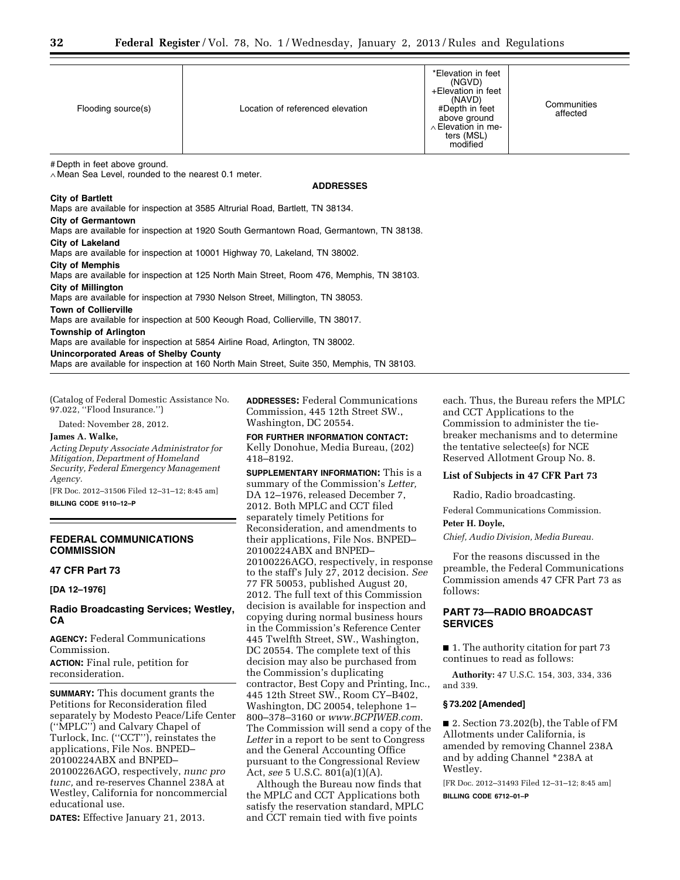| Flooding source(s) | Location of referenced elevation | *Elevation in feet (NGVD) +Elevation in feet (NAVD) #Depth in feet above ground ∧ Elevation in meters (MSL) modified | Communities affected |
|---|---|---|---|

# Depth in feet above ground.
∧ Mean Sea Level, rounded to the nearest 0.1 meter.

**ADDRESSES**

**City of Bartlett**
Maps are available for inspection at 3585 Altrurial Road, Bartlett, TN 38134.

**City of Germantown**
Maps are available for inspection at 1920 South Germantown Road, Germantown, TN 38138.

**City of Lakeland**
Maps are available for inspection at 10001 Highway 70, Lakeland, TN 38002.

**City of Memphis**
Maps are available for inspection at 125 North Main Street, Room 476, Memphis, TN 38103.

**City of Millington**
Maps are available for inspection at 7930 Nelson Street, Millington, TN 38053.

**Town of Collierville**
Maps are available for inspection at 500 Keough Road, Collierville, TN 38017.

**Township of Arlington**
Maps are available for inspection at 5854 Airline Road, Arlington, TN 38002.

**Unincorporated Areas of Shelby County**
Maps are available for inspection at 160 North Main Street, Suite 350, Memphis, TN 38103.

(Catalog of Federal Domestic Assistance No. 97.022, ''Flood Insurance.'')

Dated: November 28, 2012.

**James A. Walke,**

*Acting Deputy Associate Administrator for Mitigation, Department of Homeland Security, Federal Emergency Management Agency.*

[FR Doc. 2012–31506 Filed 12–31–12; 8:45 am]

**BILLING CODE 9110–12–P**

## FEDERAL COMMUNICATIONS COMMISSION

### 47 CFR Part 73

**[DA 12–1976]**

### Radio Broadcasting Services; Westley, CA

**AGENCY:** Federal Communications Commission.

**ACTION:** Final rule, petition for reconsideration.

**SUMMARY:** This document grants the Petitions for Reconsideration filed separately by Modesto Peace/Life Center (''MPLC'') and Calvary Chapel of Turlock, Inc. (''CCT''), reinstates the applications, File Nos. BNPED–20100224ABX and BNPED–20100226AGO, respectively, *nunc pro tunc,* and re-reserves Channel 238A at Westley, California for noncommercial educational use.

**DATES:** Effective January 21, 2013.

**ADDRESSES:** Federal Communications Commission, 445 12th Street SW., Washington, DC 20554.

**FOR FURTHER INFORMATION CONTACT:** Kelly Donohue, Media Bureau, (202) 418–8192.

**SUPPLEMENTARY INFORMATION:** This is a summary of the Commission's *Letter,* DA 12–1976, released December 7, 2012. Both MPLC and CCT filed separately timely Petitions for Reconsideration, and amendments to their applications, File Nos. BNPED–20100224ABX and BNPED–20100226AGO, respectively, in response to the staff's July 27, 2012 decision. *See* 77 FR 50053, published August 20, 2012. The full text of this Commission decision is available for inspection and copying during normal business hours in the Commission's Reference Center 445 Twelfth Street, SW., Washington, DC 20554. The complete text of this decision may also be purchased from the Commission's duplicating contractor, Best Copy and Printing, Inc., 445 12th Street SW., Room CY–B402, Washington, DC 20054, telephone 1–800–378–3160 or *www.BCPIWEB.com*. The Commission will send a copy of the *Letter* in a report to be sent to Congress and the General Accounting Office pursuant to the Congressional Review Act, *see* 5 U.S.C. 801(a)(1)(A).

Although the Bureau now finds that the MPLC and CCT Applications both satisfy the reservation standard, MPLC and CCT remain tied with five points each. Thus, the Bureau refers the MPLC and CCT Applications to the Commission to administer the tie-breaker mechanisms and to determine the tentative selectee(s) for NCE Reserved Allotment Group No. 8.

### List of Subjects in 47 CFR Part 73

Radio, Radio broadcasting.

Federal Communications Commission.

**Peter H. Doyle,**

*Chief, Audio Division, Media Bureau.*

For the reasons discussed in the preamble, the Federal Communications Commission amends 47 CFR Part 73 as follows:

### PART 73—RADIO BROADCAST SERVICES

■ 1. The authority citation for part 73 continues to read as follows:

**Authority:** 47 U.S.C. 154, 303, 334, 336 and 339.

**§ 73.202 [Amended]**

■ 2. Section 73.202(b), the Table of FM Allotments under California, is amended by removing Channel 238A and by adding Channel *238A at Westley.

[FR Doc. 2012–31493 Filed 12–31–12; 8:45 am]

**BILLING CODE 6712–01–P**